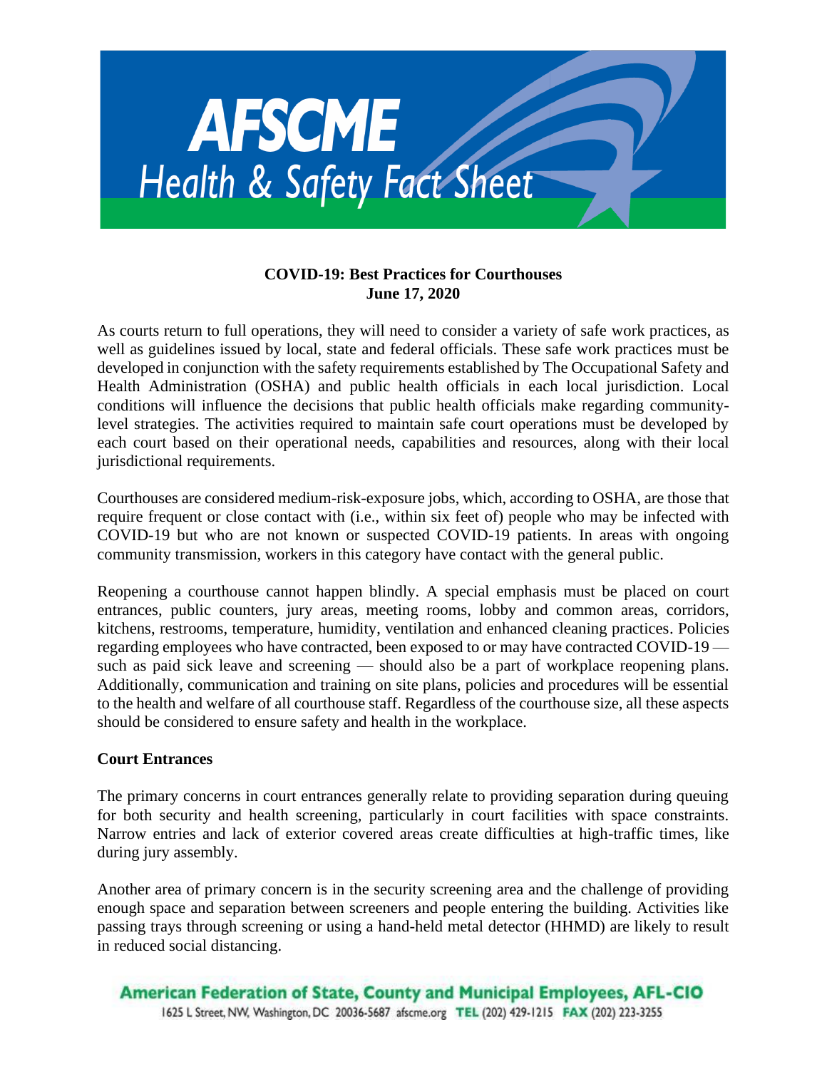# AFSCME Health & Safety Fact Sheet

## COVID-19: Best Practices for Courthouses
**June 17, 2020**

As courts return to full operations, they will need to consider a variety of safe work practices, as well as guidelines issued by local, state and federal officials. These safe work practices must be developed in conjunction with the safety requirements established by The Occupational Safety and Health Administration (OSHA) and public health officials in each local jurisdiction. Local conditions will influence the decisions that public health officials make regarding community-level strategies. The activities required to maintain safe court operations must be developed by each court based on their operational needs, capabilities and resources, along with their local jurisdictional requirements.

Courthouses are considered medium-risk-exposure jobs, which, according to OSHA, are those that require frequent or close contact with (i.e., within six feet of) people who may be infected with COVID-19 but who are not known or suspected COVID-19 patients. In areas with ongoing community transmission, workers in this category have contact with the general public.

Reopening a courthouse cannot happen blindly. A special emphasis must be placed on court entrances, public counters, jury areas, meeting rooms, lobby and common areas, corridors, kitchens, restrooms, temperature, humidity, ventilation and enhanced cleaning practices. Policies regarding employees who have contracted, been exposed to or may have contracted COVID-19 — such as paid sick leave and screening — should also be a part of workplace reopening plans. Additionally, communication and training on site plans, policies and procedures will be essential to the health and welfare of all courthouse staff. Regardless of the courthouse size, all these aspects should be considered to ensure safety and health in the workplace.

### Court Entrances

The primary concerns in court entrances generally relate to providing separation during queuing for both security and health screening, particularly in court facilities with space constraints. Narrow entries and lack of exterior covered areas create difficulties at high-traffic times, like during jury assembly.

Another area of primary concern is in the security screening area and the challenge of providing enough space and separation between screeners and people entering the building. Activities like passing trays through screening or using a hand-held metal detector (HHMD) are likely to result in reduced social distancing.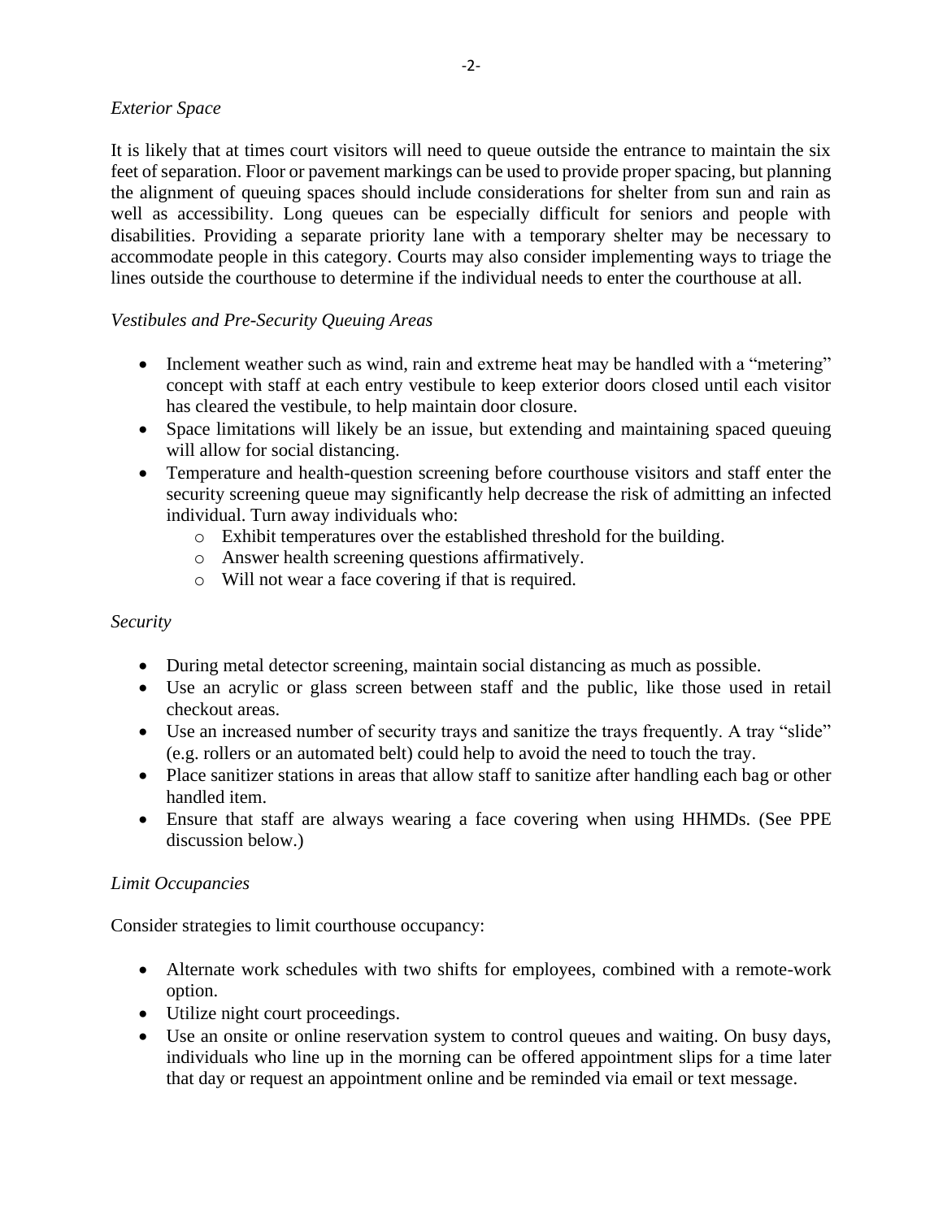*Exterior Space*

It is likely that at times court visitors will need to queue outside the entrance to maintain the six feet of separation. Floor or pavement markings can be used to provide proper spacing, but planning the alignment of queuing spaces should include considerations for shelter from sun and rain as well as accessibility. Long queues can be especially difficult for seniors and people with disabilities. Providing a separate priority lane with a temporary shelter may be necessary to accommodate people in this category. Courts may also consider implementing ways to triage the lines outside the courthouse to determine if the individual needs to enter the courthouse at all.

*Vestibules and Pre-Security Queuing Areas*

- Inclement weather such as wind, rain and extreme heat may be handled with a "metering" concept with staff at each entry vestibule to keep exterior doors closed until each visitor has cleared the vestibule, to help maintain door closure.
- Space limitations will likely be an issue, but extending and maintaining spaced queuing will allow for social distancing.
- Temperature and health-question screening before courthouse visitors and staff enter the security screening queue may significantly help decrease the risk of admitting an infected individual. Turn away individuals who:
  - Exhibit temperatures over the established threshold for the building.
  - Answer health screening questions affirmatively.
  - Will not wear a face covering if that is required.

*Security*

- During metal detector screening, maintain social distancing as much as possible.
- Use an acrylic or glass screen between staff and the public, like those used in retail checkout areas.
- Use an increased number of security trays and sanitize the trays frequently. A tray "slide" (e.g. rollers or an automated belt) could help to avoid the need to touch the tray.
- Place sanitizer stations in areas that allow staff to sanitize after handling each bag or other handled item.
- Ensure that staff are always wearing a face covering when using HHMDs. (See PPE discussion below.)

*Limit Occupancies*

Consider strategies to limit courthouse occupancy:

- Alternate work schedules with two shifts for employees, combined with a remote-work option.
- Utilize night court proceedings.
- Use an onsite or online reservation system to control queues and waiting. On busy days, individuals who line up in the morning can be offered appointment slips for a time later that day or request an appointment online and be reminded via email or text message.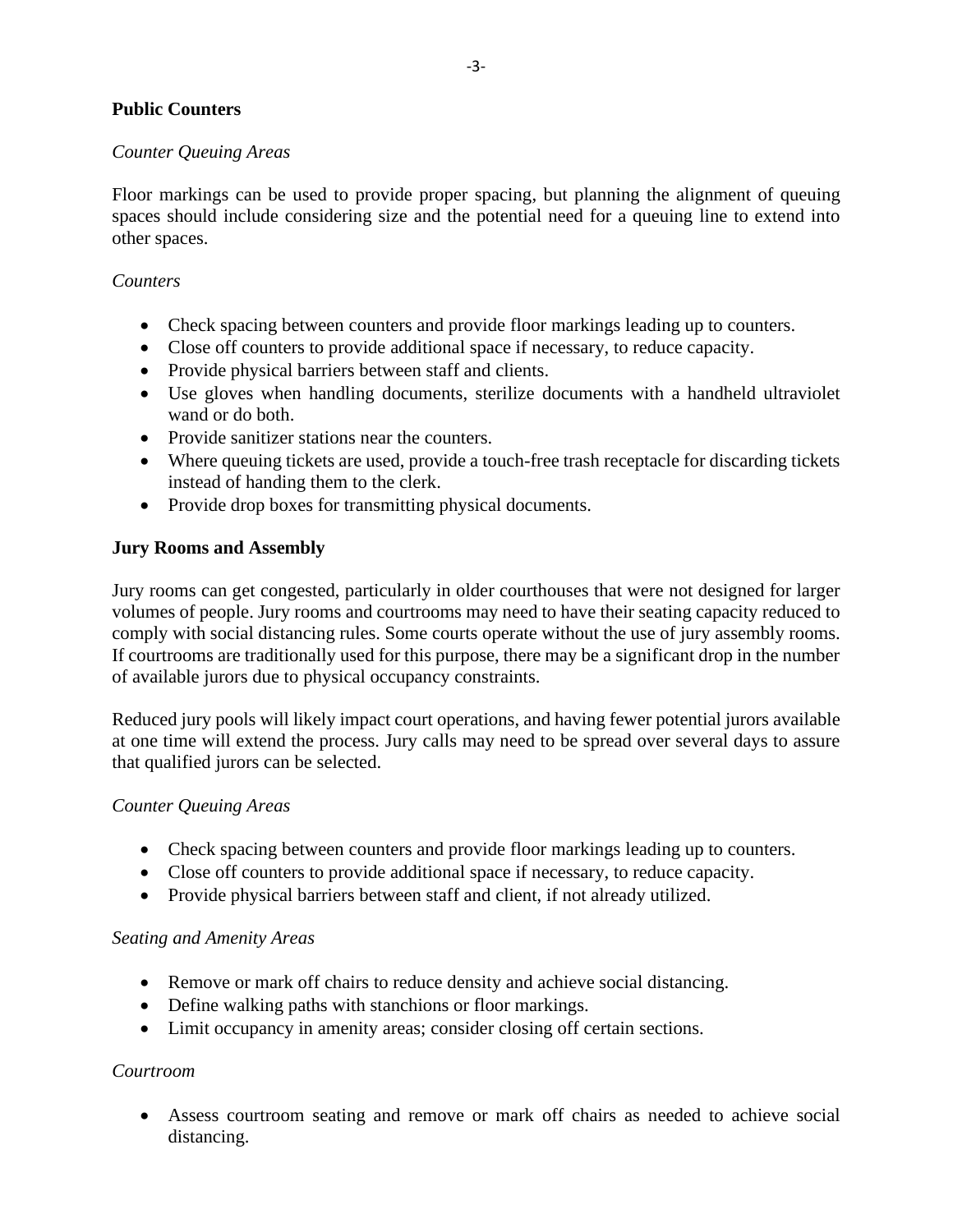**Public Counters**

*Counter Queuing Areas*

Floor markings can be used to provide proper spacing, but planning the alignment of queuing spaces should include considering size and the potential need for a queuing line to extend into other spaces.

*Counters*

- Check spacing between counters and provide floor markings leading up to counters.
- Close off counters to provide additional space if necessary, to reduce capacity.
- Provide physical barriers between staff and clients.
- Use gloves when handling documents, sterilize documents with a handheld ultraviolet wand or do both.
- Provide sanitizer stations near the counters.
- Where queuing tickets are used, provide a touch-free trash receptacle for discarding tickets instead of handing them to the clerk.
- Provide drop boxes for transmitting physical documents.

**Jury Rooms and Assembly**

Jury rooms can get congested, particularly in older courthouses that were not designed for larger volumes of people. Jury rooms and courtrooms may need to have their seating capacity reduced to comply with social distancing rules. Some courts operate without the use of jury assembly rooms. If courtrooms are traditionally used for this purpose, there may be a significant drop in the number of available jurors due to physical occupancy constraints.

Reduced jury pools will likely impact court operations, and having fewer potential jurors available at one time will extend the process. Jury calls may need to be spread over several days to assure that qualified jurors can be selected.

*Counter Queuing Areas*

- Check spacing between counters and provide floor markings leading up to counters.
- Close off counters to provide additional space if necessary, to reduce capacity.
- Provide physical barriers between staff and client, if not already utilized.

*Seating and Amenity Areas*

- Remove or mark off chairs to reduce density and achieve social distancing.
- Define walking paths with stanchions or floor markings.
- Limit occupancy in amenity areas; consider closing off certain sections.

*Courtroom*

- Assess courtroom seating and remove or mark off chairs as needed to achieve social distancing.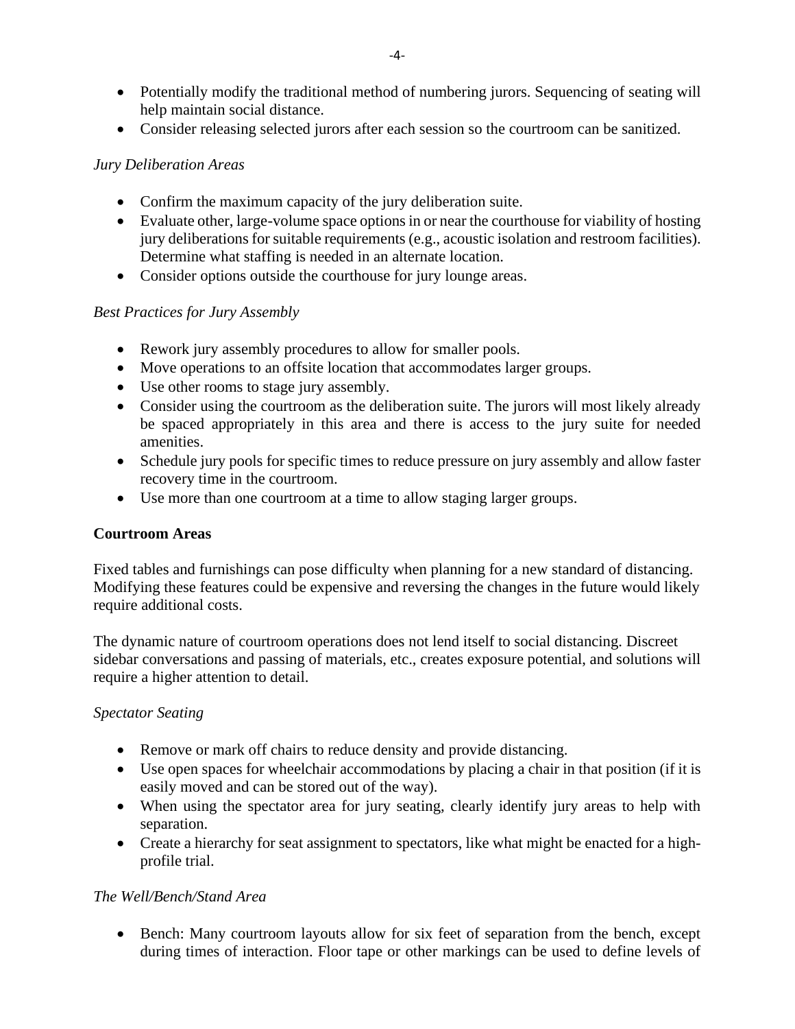- Potentially modify the traditional method of numbering jurors. Sequencing of seating will help maintain social distance.
- Consider releasing selected jurors after each session so the courtroom can be sanitized.

*Jury Deliberation Areas*

- Confirm the maximum capacity of the jury deliberation suite.
- Evaluate other, large-volume space options in or near the courthouse for viability of hosting jury deliberations for suitable requirements (e.g., acoustic isolation and restroom facilities). Determine what staffing is needed in an alternate location.
- Consider options outside the courthouse for jury lounge areas.

*Best Practices for Jury Assembly*

- Rework jury assembly procedures to allow for smaller pools.
- Move operations to an offsite location that accommodates larger groups.
- Use other rooms to stage jury assembly.
- Consider using the courtroom as the deliberation suite. The jurors will most likely already be spaced appropriately in this area and there is access to the jury suite for needed amenities.
- Schedule jury pools for specific times to reduce pressure on jury assembly and allow faster recovery time in the courtroom.
- Use more than one courtroom at a time to allow staging larger groups.

**Courtroom Areas**

Fixed tables and furnishings can pose difficulty when planning for a new standard of distancing. Modifying these features could be expensive and reversing the changes in the future would likely require additional costs.

The dynamic nature of courtroom operations does not lend itself to social distancing. Discreet sidebar conversations and passing of materials, etc., creates exposure potential, and solutions will require a higher attention to detail.

*Spectator Seating*

- Remove or mark off chairs to reduce density and provide distancing.
- Use open spaces for wheelchair accommodations by placing a chair in that position (if it is easily moved and can be stored out of the way).
- When using the spectator area for jury seating, clearly identify jury areas to help with separation.
- Create a hierarchy for seat assignment to spectators, like what might be enacted for a high-profile trial.

*The Well/Bench/Stand Area*

- Bench: Many courtroom layouts allow for six feet of separation from the bench, except during times of interaction. Floor tape or other markings can be used to define levels of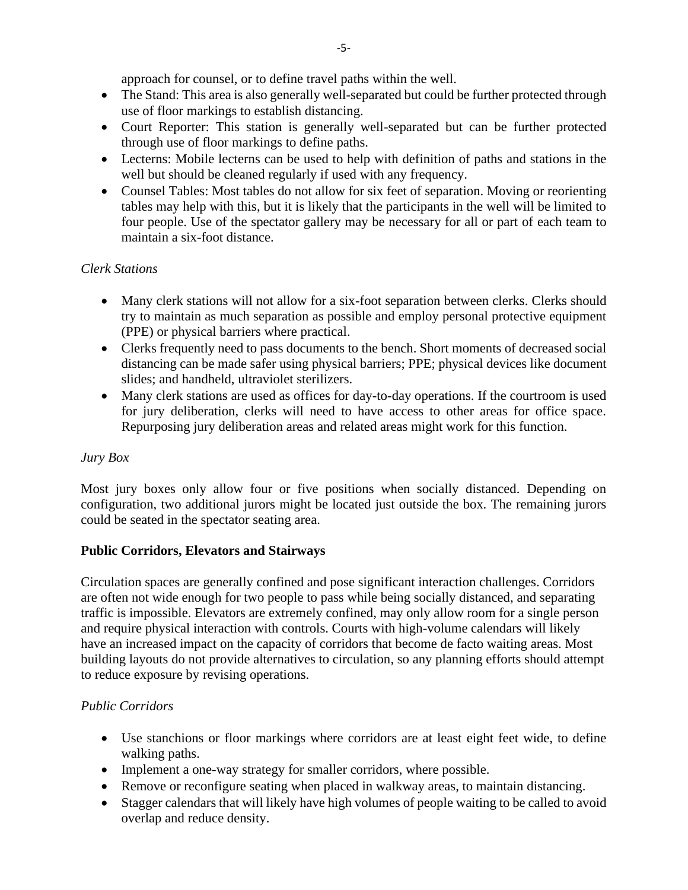approach for counsel, or to define travel paths within the well.

- The Stand: This area is also generally well-separated but could be further protected through use of floor markings to establish distancing.
- Court Reporter: This station is generally well-separated but can be further protected through use of floor markings to define paths.
- Lecterns: Mobile lecterns can be used to help with definition of paths and stations in the well but should be cleaned regularly if used with any frequency.
- Counsel Tables: Most tables do not allow for six feet of separation. Moving or reorienting tables may help with this, but it is likely that the participants in the well will be limited to four people. Use of the spectator gallery may be necessary for all or part of each team to maintain a six-foot distance.

*Clerk Stations*

- Many clerk stations will not allow for a six-foot separation between clerks. Clerks should try to maintain as much separation as possible and employ personal protective equipment (PPE) or physical barriers where practical.
- Clerks frequently need to pass documents to the bench. Short moments of decreased social distancing can be made safer using physical barriers; PPE; physical devices like document slides; and handheld, ultraviolet sterilizers.
- Many clerk stations are used as offices for day-to-day operations. If the courtroom is used for jury deliberation, clerks will need to have access to other areas for office space. Repurposing jury deliberation areas and related areas might work for this function.

*Jury Box*

Most jury boxes only allow four or five positions when socially distanced. Depending on configuration, two additional jurors might be located just outside the box. The remaining jurors could be seated in the spectator seating area.

**Public Corridors, Elevators and Stairways**

Circulation spaces are generally confined and pose significant interaction challenges. Corridors are often not wide enough for two people to pass while being socially distanced, and separating traffic is impossible. Elevators are extremely confined, may only allow room for a single person and require physical interaction with controls. Courts with high-volume calendars will likely have an increased impact on the capacity of corridors that become de facto waiting areas. Most building layouts do not provide alternatives to circulation, so any planning efforts should attempt to reduce exposure by revising operations.

*Public Corridors*

- Use stanchions or floor markings where corridors are at least eight feet wide, to define walking paths.
- Implement a one-way strategy for smaller corridors, where possible.
- Remove or reconfigure seating when placed in walkway areas, to maintain distancing.
- Stagger calendars that will likely have high volumes of people waiting to be called to avoid overlap and reduce density.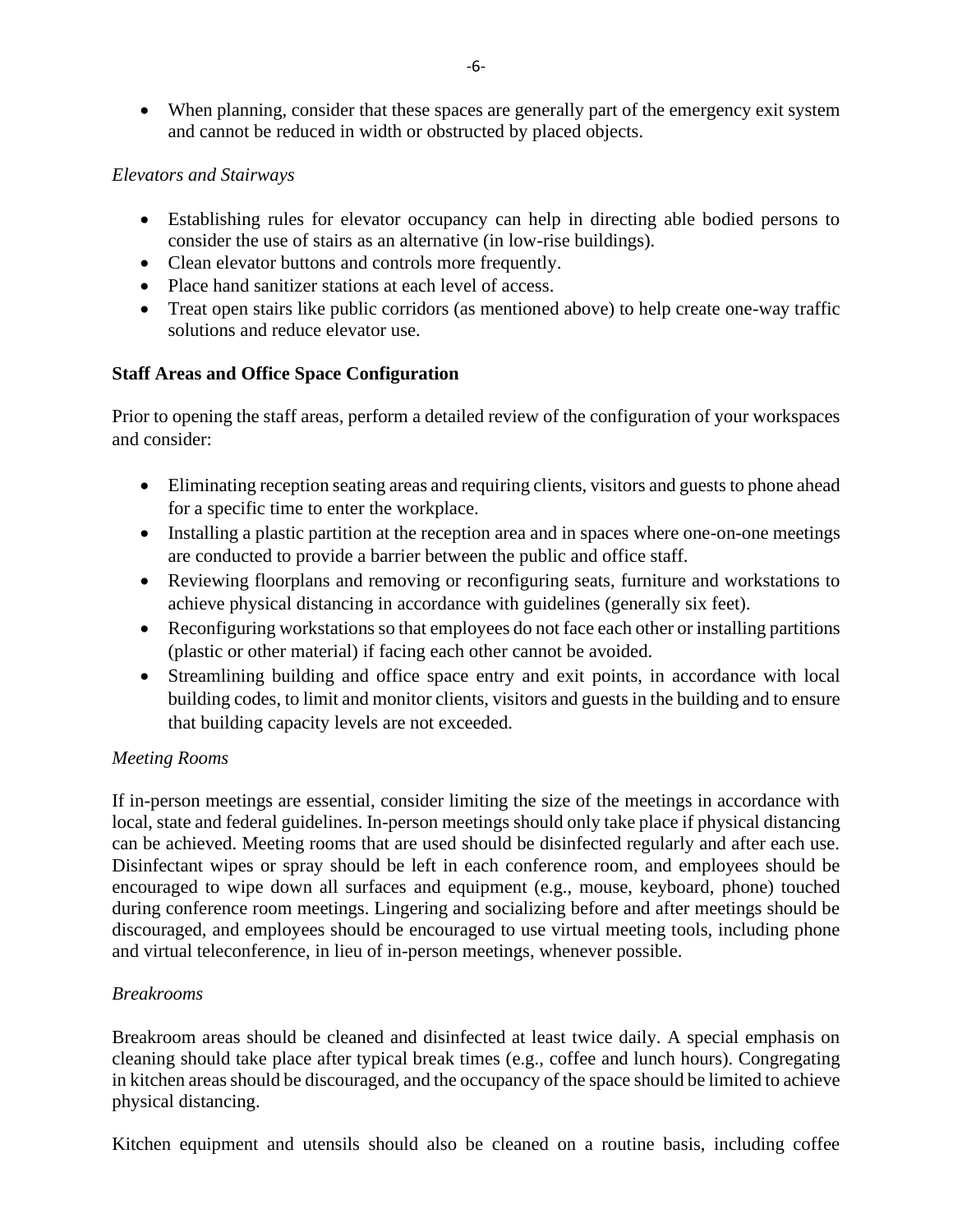- When planning, consider that these spaces are generally part of the emergency exit system and cannot be reduced in width or obstructed by placed objects.

*Elevators and Stairways*

- Establishing rules for elevator occupancy can help in directing able bodied persons to consider the use of stairs as an alternative (in low-rise buildings).
- Clean elevator buttons and controls more frequently.
- Place hand sanitizer stations at each level of access.
- Treat open stairs like public corridors (as mentioned above) to help create one-way traffic solutions and reduce elevator use.

**Staff Areas and Office Space Configuration**

Prior to opening the staff areas, perform a detailed review of the configuration of your workspaces and consider:

- Eliminating reception seating areas and requiring clients, visitors and guests to phone ahead for a specific time to enter the workplace.
- Installing a plastic partition at the reception area and in spaces where one-on-one meetings are conducted to provide a barrier between the public and office staff.
- Reviewing floorplans and removing or reconfiguring seats, furniture and workstations to achieve physical distancing in accordance with guidelines (generally six feet).
- Reconfiguring workstations so that employees do not face each other or installing partitions (plastic or other material) if facing each other cannot be avoided.
- Streamlining building and office space entry and exit points, in accordance with local building codes, to limit and monitor clients, visitors and guests in the building and to ensure that building capacity levels are not exceeded.

*Meeting Rooms*

If in-person meetings are essential, consider limiting the size of the meetings in accordance with local, state and federal guidelines. In-person meetings should only take place if physical distancing can be achieved. Meeting rooms that are used should be disinfected regularly and after each use. Disinfectant wipes or spray should be left in each conference room, and employees should be encouraged to wipe down all surfaces and equipment (e.g., mouse, keyboard, phone) touched during conference room meetings. Lingering and socializing before and after meetings should be discouraged, and employees should be encouraged to use virtual meeting tools, including phone and virtual teleconference, in lieu of in-person meetings, whenever possible.

*Breakrooms*

Breakroom areas should be cleaned and disinfected at least twice daily. A special emphasis on cleaning should take place after typical break times (e.g., coffee and lunch hours). Congregating in kitchen areas should be discouraged, and the occupancy of the space should be limited to achieve physical distancing.

Kitchen equipment and utensils should also be cleaned on a routine basis, including coffee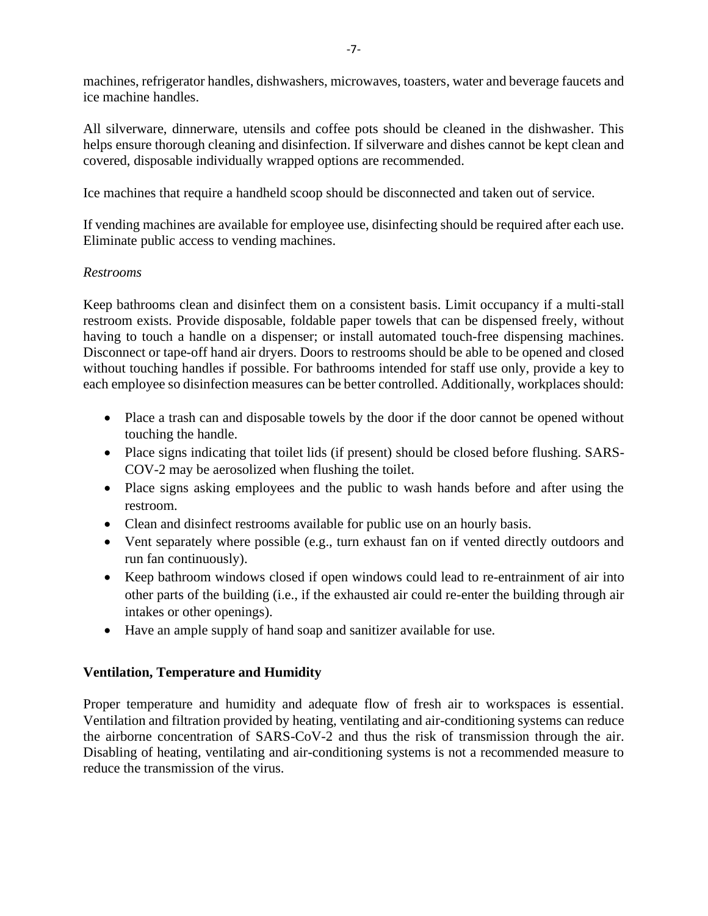machines, refrigerator handles, dishwashers, microwaves, toasters, water and beverage faucets and ice machine handles.

All silverware, dinnerware, utensils and coffee pots should be cleaned in the dishwasher. This helps ensure thorough cleaning and disinfection. If silverware and dishes cannot be kept clean and covered, disposable individually wrapped options are recommended.

Ice machines that require a handheld scoop should be disconnected and taken out of service.

If vending machines are available for employee use, disinfecting should be required after each use. Eliminate public access to vending machines.

*Restrooms*

Keep bathrooms clean and disinfect them on a consistent basis. Limit occupancy if a multi-stall restroom exists. Provide disposable, foldable paper towels that can be dispensed freely, without having to touch a handle on a dispenser; or install automated touch-free dispensing machines. Disconnect or tape-off hand air dryers. Doors to restrooms should be able to be opened and closed without touching handles if possible. For bathrooms intended for staff use only, provide a key to each employee so disinfection measures can be better controlled. Additionally, workplaces should:

- Place a trash can and disposable towels by the door if the door cannot be opened without touching the handle.
- Place signs indicating that toilet lids (if present) should be closed before flushing. SARS-COV-2 may be aerosolized when flushing the toilet.
- Place signs asking employees and the public to wash hands before and after using the restroom.
- Clean and disinfect restrooms available for public use on an hourly basis.
- Vent separately where possible (e.g., turn exhaust fan on if vented directly outdoors and run fan continuously).
- Keep bathroom windows closed if open windows could lead to re-entrainment of air into other parts of the building (i.e., if the exhausted air could re-enter the building through air intakes or other openings).
- Have an ample supply of hand soap and sanitizer available for use.

**Ventilation, Temperature and Humidity**

Proper temperature and humidity and adequate flow of fresh air to workspaces is essential. Ventilation and filtration provided by heating, ventilating and air-conditioning systems can reduce the airborne concentration of SARS-CoV-2 and thus the risk of transmission through the air. Disabling of heating, ventilating and air-conditioning systems is not a recommended measure to reduce the transmission of the virus.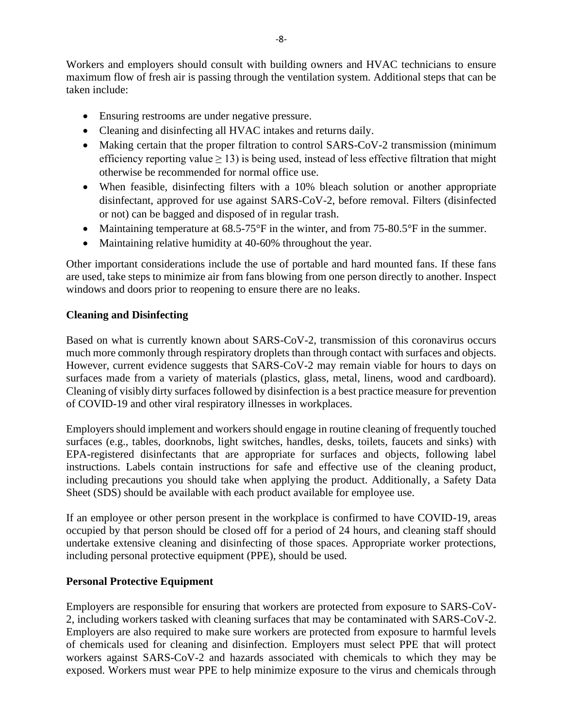Workers and employers should consult with building owners and HVAC technicians to ensure maximum flow of fresh air is passing through the ventilation system. Additional steps that can be taken include:

- Ensuring restrooms are under negative pressure.
- Cleaning and disinfecting all HVAC intakes and returns daily.
- Making certain that the proper filtration to control SARS-CoV-2 transmission (minimum efficiency reporting value ≥ 13) is being used, instead of less effective filtration that might otherwise be recommended for normal office use.
- When feasible, disinfecting filters with a 10% bleach solution or another appropriate disinfectant, approved for use against SARS-CoV-2, before removal. Filters (disinfected or not) can be bagged and disposed of in regular trash.
- Maintaining temperature at 68.5-75°F in the winter, and from 75-80.5°F in the summer.
- Maintaining relative humidity at 40-60% throughout the year.

Other important considerations include the use of portable and hard mounted fans. If these fans are used, take steps to minimize air from fans blowing from one person directly to another. Inspect windows and doors prior to reopening to ensure there are no leaks.

**Cleaning and Disinfecting**

Based on what is currently known about SARS-CoV-2, transmission of this coronavirus occurs much more commonly through respiratory droplets than through contact with surfaces and objects. However, current evidence suggests that SARS-CoV-2 may remain viable for hours to days on surfaces made from a variety of materials (plastics, glass, metal, linens, wood and cardboard). Cleaning of visibly dirty surfaces followed by disinfection is a best practice measure for prevention of COVID-19 and other viral respiratory illnesses in workplaces.

Employers should implement and workers should engage in routine cleaning of frequently touched surfaces (e.g., tables, doorknobs, light switches, handles, desks, toilets, faucets and sinks) with EPA-registered disinfectants that are appropriate for surfaces and objects, following label instructions. Labels contain instructions for safe and effective use of the cleaning product, including precautions you should take when applying the product. Additionally, a Safety Data Sheet (SDS) should be available with each product available for employee use.

If an employee or other person present in the workplace is confirmed to have COVID-19, areas occupied by that person should be closed off for a period of 24 hours, and cleaning staff should undertake extensive cleaning and disinfecting of those spaces. Appropriate worker protections, including personal protective equipment (PPE), should be used.

**Personal Protective Equipment**

Employers are responsible for ensuring that workers are protected from exposure to SARS-CoV-2, including workers tasked with cleaning surfaces that may be contaminated with SARS-CoV-2. Employers are also required to make sure workers are protected from exposure to harmful levels of chemicals used for cleaning and disinfection. Employers must select PPE that will protect workers against SARS-CoV-2 and hazards associated with chemicals to which they may be exposed. Workers must wear PPE to help minimize exposure to the virus and chemicals through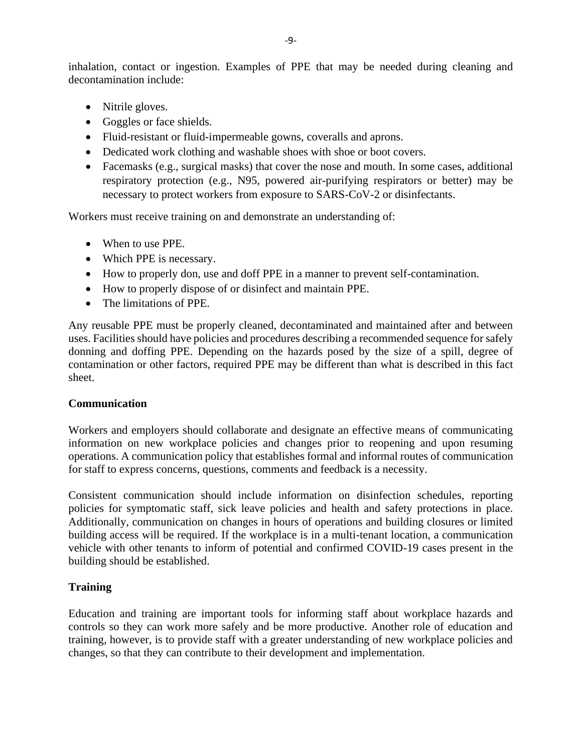inhalation, contact or ingestion. Examples of PPE that may be needed during cleaning and decontamination include:

- Nitrile gloves.
- Goggles or face shields.
- Fluid-resistant or fluid-impermeable gowns, coveralls and aprons.
- Dedicated work clothing and washable shoes with shoe or boot covers.
- Facemasks (e.g., surgical masks) that cover the nose and mouth. In some cases, additional respiratory protection (e.g., N95, powered air-purifying respirators or better) may be necessary to protect workers from exposure to SARS-CoV-2 or disinfectants.

Workers must receive training on and demonstrate an understanding of:

- When to use PPE.
- Which PPE is necessary.
- How to properly don, use and doff PPE in a manner to prevent self-contamination.
- How to properly dispose of or disinfect and maintain PPE.
- The limitations of PPE.

Any reusable PPE must be properly cleaned, decontaminated and maintained after and between uses. Facilities should have policies and procedures describing a recommended sequence for safely donning and doffing PPE. Depending on the hazards posed by the size of a spill, degree of contamination or other factors, required PPE may be different than what is described in this fact sheet.

**Communication**

Workers and employers should collaborate and designate an effective means of communicating information on new workplace policies and changes prior to reopening and upon resuming operations. A communication policy that establishes formal and informal routes of communication for staff to express concerns, questions, comments and feedback is a necessity.

Consistent communication should include information on disinfection schedules, reporting policies for symptomatic staff, sick leave policies and health and safety protections in place. Additionally, communication on changes in hours of operations and building closures or limited building access will be required. If the workplace is in a multi-tenant location, a communication vehicle with other tenants to inform of potential and confirmed COVID-19 cases present in the building should be established.

**Training**

Education and training are important tools for informing staff about workplace hazards and controls so they can work more safely and be more productive. Another role of education and training, however, is to provide staff with a greater understanding of new workplace policies and changes, so that they can contribute to their development and implementation.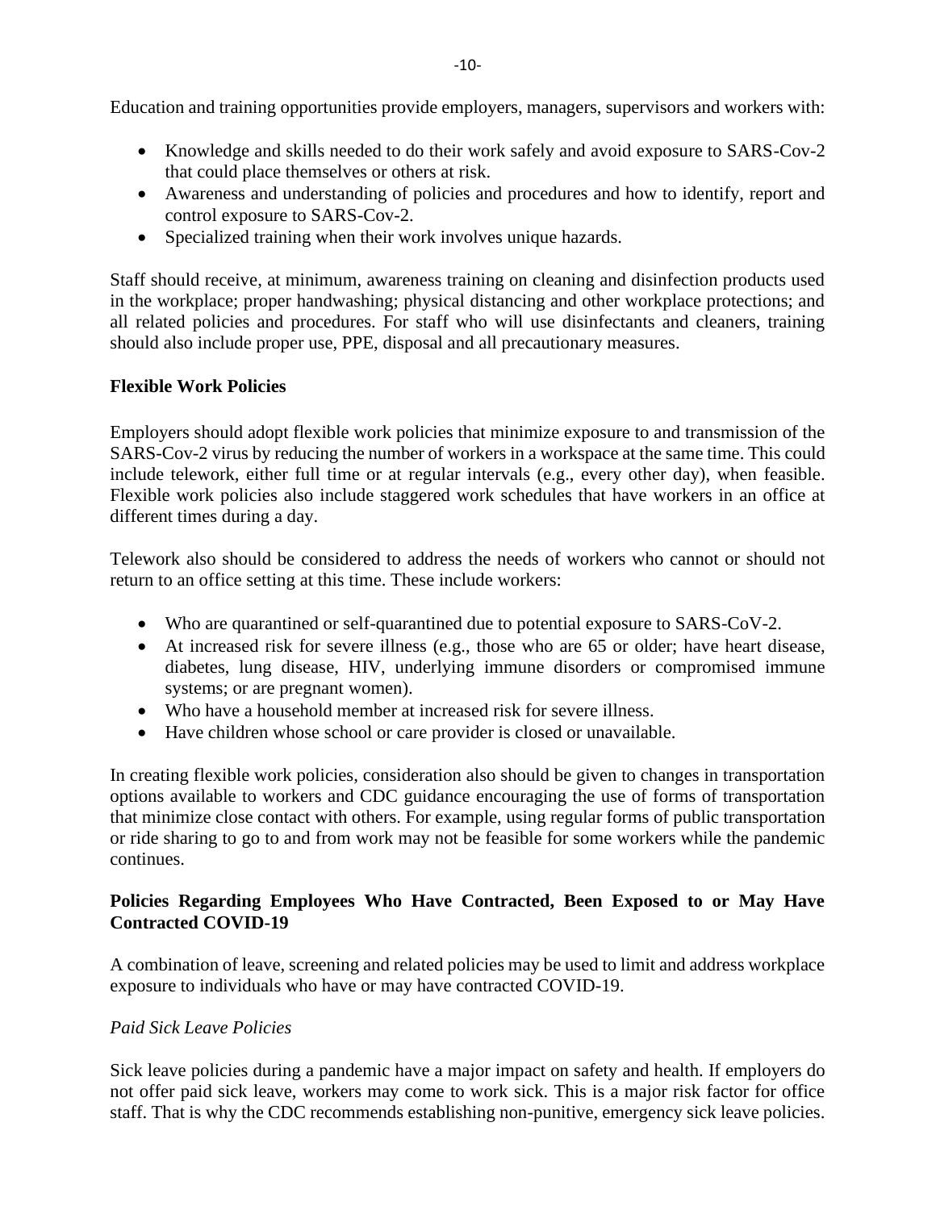Education and training opportunities provide employers, managers, supervisors and workers with:

- Knowledge and skills needed to do their work safely and avoid exposure to SARS-Cov-2 that could place themselves or others at risk.
- Awareness and understanding of policies and procedures and how to identify, report and control exposure to SARS-Cov-2.
- Specialized training when their work involves unique hazards.

Staff should receive, at minimum, awareness training on cleaning and disinfection products used in the workplace; proper handwashing; physical distancing and other workplace protections; and all related policies and procedures. For staff who will use disinfectants and cleaners, training should also include proper use, PPE, disposal and all precautionary measures.

**Flexible Work Policies**

Employers should adopt flexible work policies that minimize exposure to and transmission of the SARS-Cov-2 virus by reducing the number of workers in a workspace at the same time. This could include telework, either full time or at regular intervals (e.g., every other day), when feasible. Flexible work policies also include staggered work schedules that have workers in an office at different times during a day.

Telework also should be considered to address the needs of workers who cannot or should not return to an office setting at this time. These include workers:

- Who are quarantined or self-quarantined due to potential exposure to SARS-CoV-2.
- At increased risk for severe illness (e.g., those who are 65 or older; have heart disease, diabetes, lung disease, HIV, underlying immune disorders or compromised immune systems; or are pregnant women).
- Who have a household member at increased risk for severe illness.
- Have children whose school or care provider is closed or unavailable.

In creating flexible work policies, consideration also should be given to changes in transportation options available to workers and CDC guidance encouraging the use of forms of transportation that minimize close contact with others. For example, using regular forms of public transportation or ride sharing to go to and from work may not be feasible for some workers while the pandemic continues.

**Policies Regarding Employees Who Have Contracted, Been Exposed to or May Have Contracted COVID-19**

A combination of leave, screening and related policies may be used to limit and address workplace exposure to individuals who have or may have contracted COVID-19.

*Paid Sick Leave Policies*

Sick leave policies during a pandemic have a major impact on safety and health. If employers do not offer paid sick leave, workers may come to work sick. This is a major risk factor for office staff. That is why the CDC recommends establishing non-punitive, emergency sick leave policies.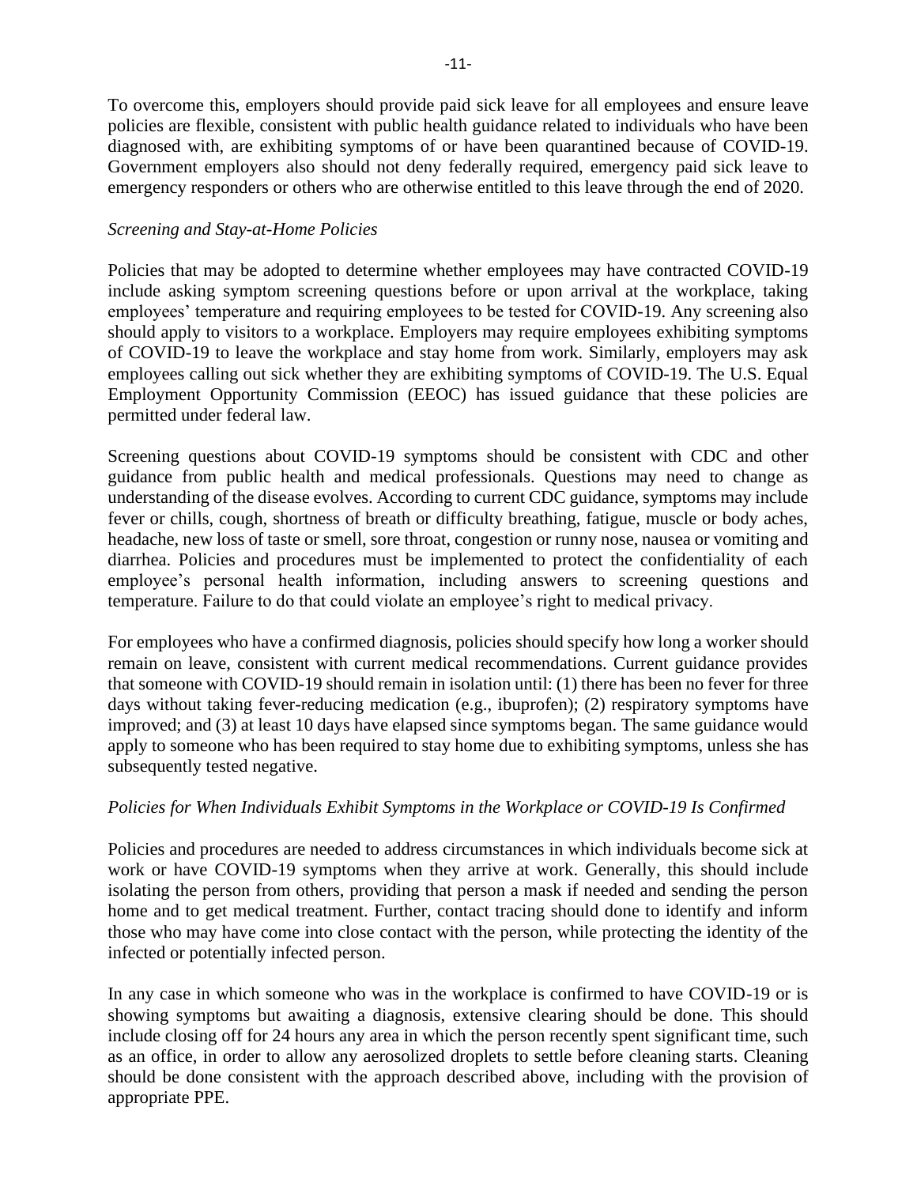To overcome this, employers should provide paid sick leave for all employees and ensure leave policies are flexible, consistent with public health guidance related to individuals who have been diagnosed with, are exhibiting symptoms of or have been quarantined because of COVID-19. Government employers also should not deny federally required, emergency paid sick leave to emergency responders or others who are otherwise entitled to this leave through the end of 2020.

*Screening and Stay-at-Home Policies*

Policies that may be adopted to determine whether employees may have contracted COVID-19 include asking symptom screening questions before or upon arrival at the workplace, taking employees' temperature and requiring employees to be tested for COVID-19. Any screening also should apply to visitors to a workplace. Employers may require employees exhibiting symptoms of COVID-19 to leave the workplace and stay home from work. Similarly, employers may ask employees calling out sick whether they are exhibiting symptoms of COVID-19. The U.S. Equal Employment Opportunity Commission (EEOC) has issued guidance that these policies are permitted under federal law.

Screening questions about COVID-19 symptoms should be consistent with CDC and other guidance from public health and medical professionals. Questions may need to change as understanding of the disease evolves. According to current CDC guidance, symptoms may include fever or chills, cough, shortness of breath or difficulty breathing, fatigue, muscle or body aches, headache, new loss of taste or smell, sore throat, congestion or runny nose, nausea or vomiting and diarrhea. Policies and procedures must be implemented to protect the confidentiality of each employee's personal health information, including answers to screening questions and temperature. Failure to do that could violate an employee's right to medical privacy.

For employees who have a confirmed diagnosis, policies should specify how long a worker should remain on leave, consistent with current medical recommendations. Current guidance provides that someone with COVID-19 should remain in isolation until: (1) there has been no fever for three days without taking fever-reducing medication (e.g., ibuprofen); (2) respiratory symptoms have improved; and (3) at least 10 days have elapsed since symptoms began. The same guidance would apply to someone who has been required to stay home due to exhibiting symptoms, unless she has subsequently tested negative.

*Policies for When Individuals Exhibit Symptoms in the Workplace or COVID-19 Is Confirmed*

Policies and procedures are needed to address circumstances in which individuals become sick at work or have COVID-19 symptoms when they arrive at work. Generally, this should include isolating the person from others, providing that person a mask if needed and sending the person home and to get medical treatment. Further, contact tracing should done to identify and inform those who may have come into close contact with the person, while protecting the identity of the infected or potentially infected person.

In any case in which someone who was in the workplace is confirmed to have COVID-19 or is showing symptoms but awaiting a diagnosis, extensive clearing should be done. This should include closing off for 24 hours any area in which the person recently spent significant time, such as an office, in order to allow any aerosolized droplets to settle before cleaning starts. Cleaning should be done consistent with the approach described above, including with the provision of appropriate PPE.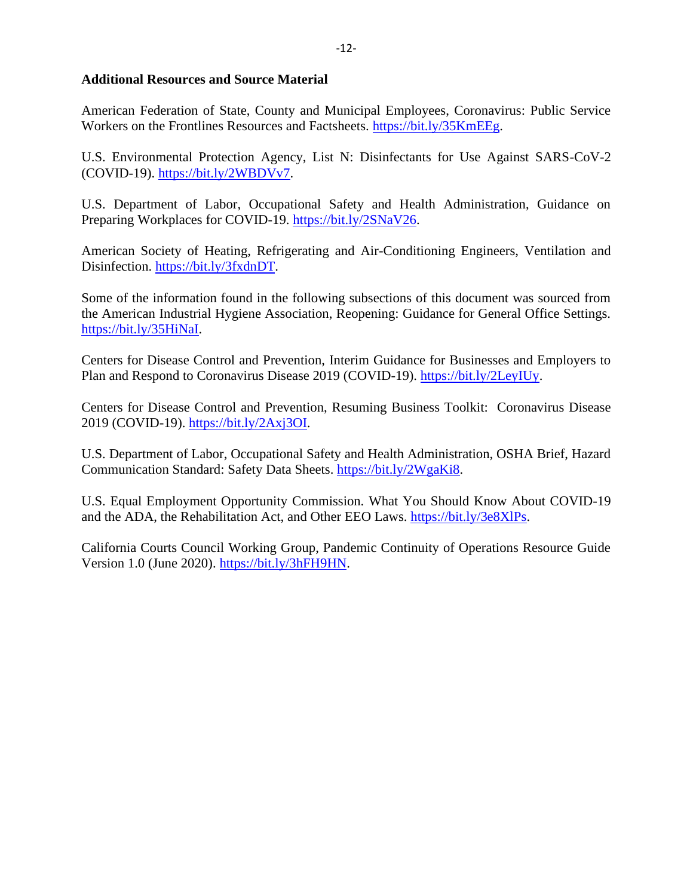**Additional Resources and Source Material**

American Federation of State, County and Municipal Employees, Coronavirus: Public Service Workers on the Frontlines Resources and Factsheets. https://bit.ly/35KmEEg.

U.S. Environmental Protection Agency, List N: Disinfectants for Use Against SARS-CoV-2 (COVID-19). https://bit.ly/2WBDVv7.

U.S. Department of Labor, Occupational Safety and Health Administration, Guidance on Preparing Workplaces for COVID-19. https://bit.ly/2SNaV26.

American Society of Heating, Refrigerating and Air-Conditioning Engineers, Ventilation and Disinfection. https://bit.ly/3fxdnDT.

Some of the information found in the following subsections of this document was sourced from the American Industrial Hygiene Association, Reopening: Guidance for General Office Settings. https://bit.ly/35HiNaI.

Centers for Disease Control and Prevention, Interim Guidance for Businesses and Employers to Plan and Respond to Coronavirus Disease 2019 (COVID-19). https://bit.ly/2LeyIUy.

Centers for Disease Control and Prevention, Resuming Business Toolkit: Coronavirus Disease 2019 (COVID-19). https://bit.ly/2Axj3OI.

U.S. Department of Labor, Occupational Safety and Health Administration, OSHA Brief, Hazard Communication Standard: Safety Data Sheets. https://bit.ly/2WgaKi8.

U.S. Equal Employment Opportunity Commission. What You Should Know About COVID-19 and the ADA, the Rehabilitation Act, and Other EEO Laws. https://bit.ly/3e8XlPs.

California Courts Council Working Group, Pandemic Continuity of Operations Resource Guide Version 1.0 (June 2020). https://bit.ly/3hFH9HN.